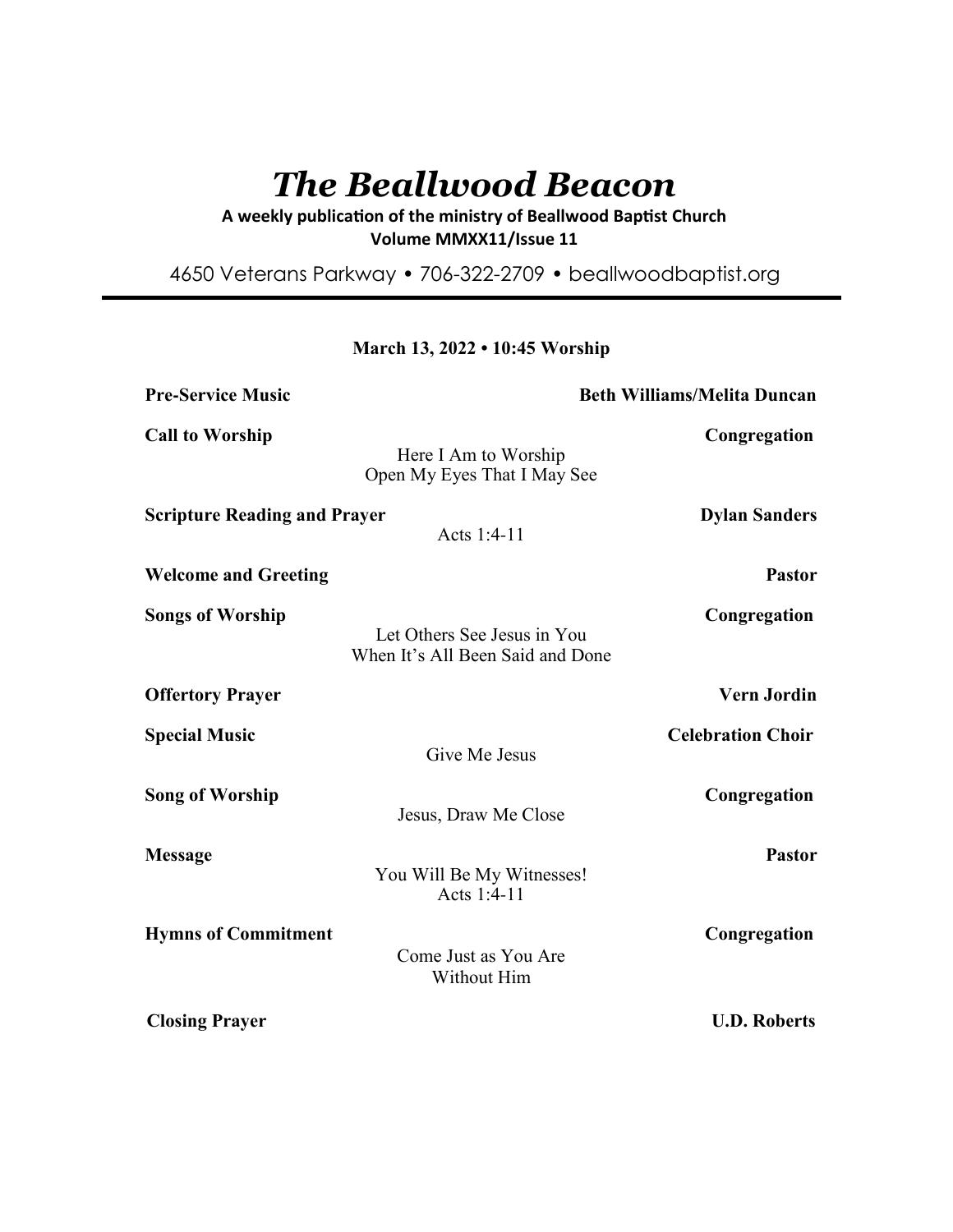# *The Beallwood Beacon*

**A weekly publication of the ministry of Beallwood Baptist Church**
**Volume MMXX11/Issue 11**

4650 Veterans Parkway • 706-322-2709 • beallwoodbaptist.org

---

**March 13, 2022 • 10:45 Worship**

**Pre-Service Music** — **Beth Williams/Melita Duncan**

**Call to Worship** — **Congregation**
Here I Am to Worship
Open My Eyes That I May See

**Scripture Reading and Prayer** — **Dylan Sanders**
Acts 1:4-11

**Welcome and Greeting** — **Pastor**

**Songs of Worship** — **Congregation**
Let Others See Jesus in You
When It's All Been Said and Done

**Offertory Prayer** — **Vern Jordin**

**Special Music** — **Celebration Choir**
Give Me Jesus

**Song of Worship** — **Congregation**
Jesus, Draw Me Close

**Message** — **Pastor**
You Will Be My Witnesses!
Acts 1:4-11

**Hymns of Commitment** — **Congregation**
Come Just as You Are
Without Him

**Closing Prayer** — **U.D. Roberts**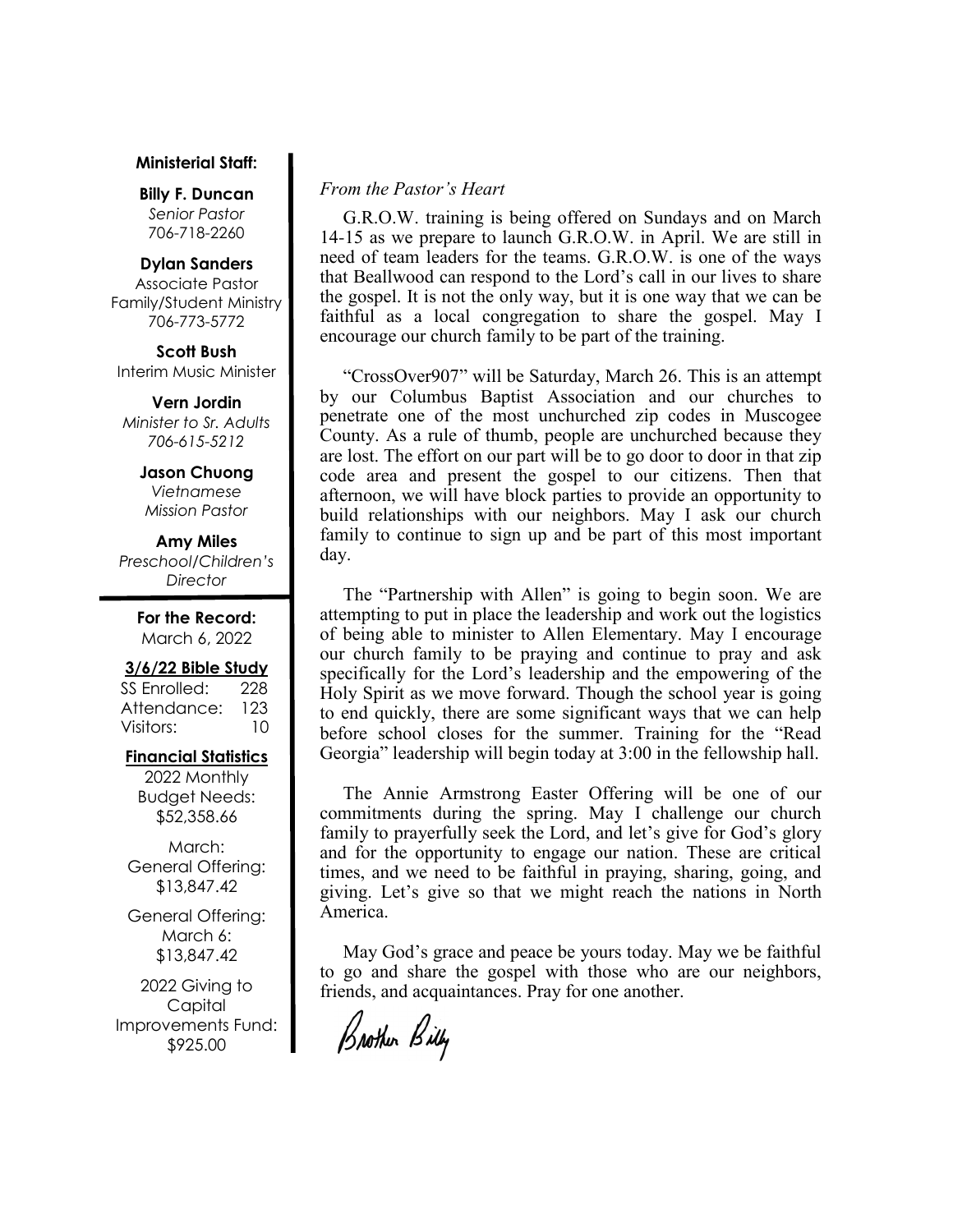**Ministerial Staff:**

**Billy F. Duncan**
*Senior Pastor*
706-718-2260

**Dylan Sanders**
Associate Pastor
Family/Student Ministry
706-773-5772

**Scott Bush**
Interim Music Minister

**Vern Jordin**
*Minister to Sr. Adults*
*706-615-5212*

**Jason Chuong**
*Vietnamese*
*Mission Pastor*

**Amy Miles**
*Preschool/Children's*
*Director*

**For the Record:**
March 6, 2022

**3/6/22 Bible Study**

| | |
|---|---|
| SS Enrolled: | 228 |
| Attendance: | 123 |
| Visitors: | 10 |

**Financial Statistics**

2022 Monthly
Budget Needs:
$52,358.66

March:
General Offering:
$13,847.42

General Offering:
March 6:
$13,847.42

2022 Giving to
Capital
Improvements Fund:
$925.00

*From the Pastor's Heart*

G.R.O.W. training is being offered on Sundays and on March 14-15 as we prepare to launch G.R.O.W. in April. We are still in need of team leaders for the teams. G.R.O.W. is one of the ways that Beallwood can respond to the Lord's call in our lives to share the gospel. It is not the only way, but it is one way that we can be faithful as a local congregation to share the gospel. May I encourage our church family to be part of the training.

"CrossOver907" will be Saturday, March 26. This is an attempt by our Columbus Baptist Association and our churches to penetrate one of the most unchurched zip codes in Muscogee County. As a rule of thumb, people are unchurched because they are lost. The effort on our part will be to go door to door in that zip code area and present the gospel to our citizens. Then that afternoon, we will have block parties to provide an opportunity to build relationships with our neighbors. May I ask our church family to continue to sign up and be part of this most important day.

The "Partnership with Allen" is going to begin soon. We are attempting to put in place the leadership and work out the logistics of being able to minister to Allen Elementary. May I encourage our church family to be praying and continue to pray and ask specifically for the Lord's leadership and the empowering of the Holy Spirit as we move forward. Though the school year is going to end quickly, there are some significant ways that we can help before school closes for the summer. Training for the "Read Georgia" leadership will begin today at 3:00 in the fellowship hall.

The Annie Armstrong Easter Offering will be one of our commitments during the spring. May I challenge our church family to prayerfully seek the Lord, and let's give for God's glory and for the opportunity to engage our nation. These are critical times, and we need to be faithful in praying, sharing, going, and giving. Let's give so that we might reach the nations in North America.

May God's grace and peace be yours today. May we be faithful to go and share the gospel with those who are our neighbors, friends, and acquaintances. Pray for one another.

Brother Billy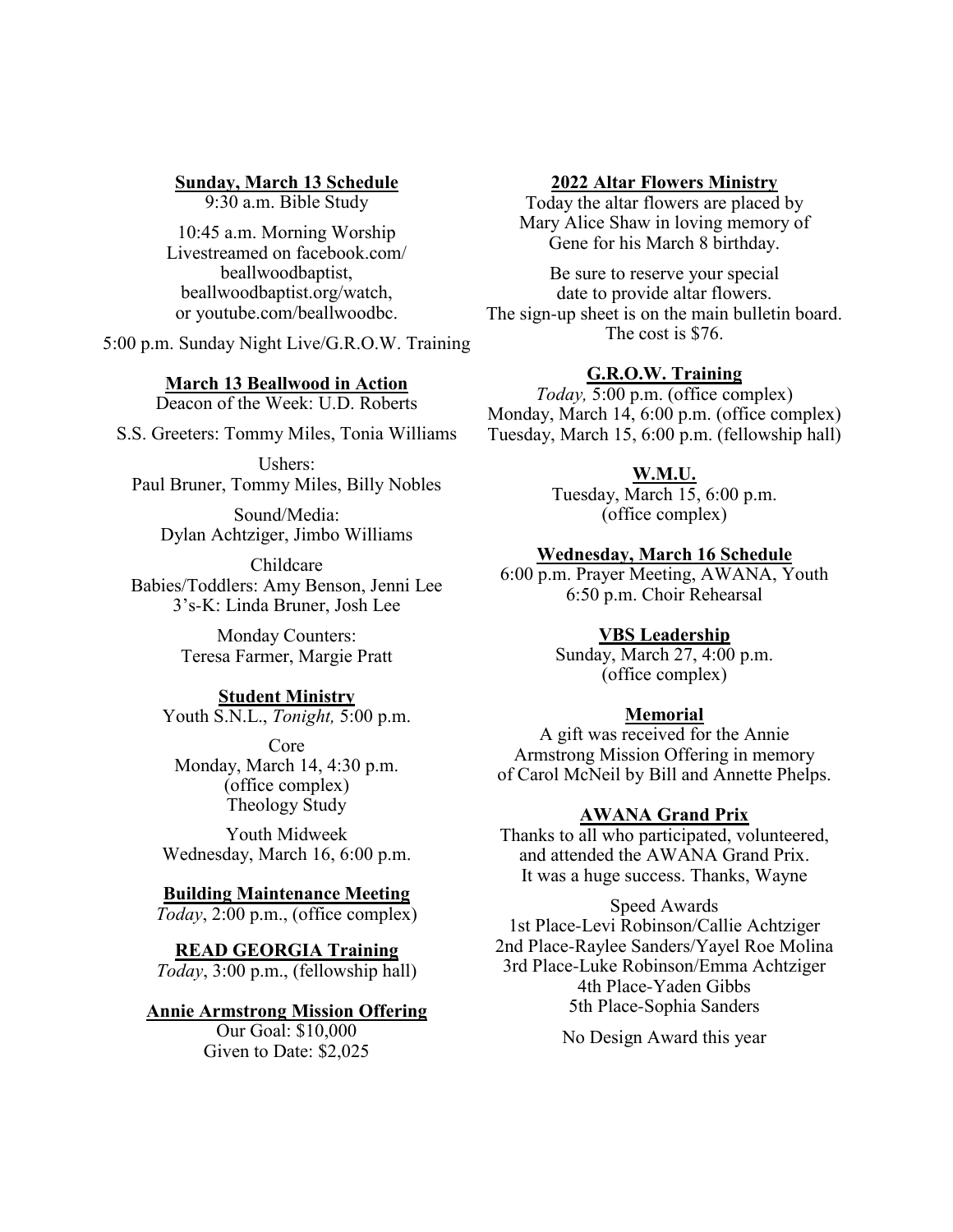## Sunday, March 13 Schedule

9:30 a.m. Bible Study

10:45 a.m. Morning Worship
Livestreamed on facebook.com/beallwoodbaptist, beallwoodbaptist.org/watch, or youtube.com/beallwoodbc.

5:00 p.m. Sunday Night Live/G.R.O.W. Training

## March 13 Beallwood in Action

Deacon of the Week: U.D. Roberts

S.S. Greeters: Tommy Miles, Tonia Williams

Ushers:
Paul Bruner, Tommy Miles, Billy Nobles

Sound/Media:
Dylan Achtziger, Jimbo Williams

Childcare
Babies/Toddlers: Amy Benson, Jenni Lee
3's-K: Linda Bruner, Josh Lee

Monday Counters:
Teresa Farmer, Margie Pratt

## Student Ministry

Youth S.N.L., *Tonight,* 5:00 p.m.

Core
Monday, March 14, 4:30 p.m.
(office complex)
Theology Study

Youth Midweek
Wednesday, March 16, 6:00 p.m.

## Building Maintenance Meeting

*Today*, 2:00 p.m., (office complex)

## READ GEORGIA Training

*Today*, 3:00 p.m., (fellowship hall)

## Annie Armstrong Mission Offering

Our Goal: $10,000
Given to Date: $2,025

## 2022 Altar Flowers Ministry

Today the altar flowers are placed by Mary Alice Shaw in loving memory of Gene for his March 8 birthday.

Be sure to reserve your special date to provide altar flowers.
The sign-up sheet is on the main bulletin board.
The cost is $76.

## G.R.O.W. Training

*Today,* 5:00 p.m. (office complex)
Monday, March 14, 6:00 p.m. (office complex)
Tuesday, March 15, 6:00 p.m. (fellowship hall)

## W.M.U.

Tuesday, March 15, 6:00 p.m.
(office complex)

## Wednesday, March 16 Schedule

6:00 p.m. Prayer Meeting, AWANA, Youth
6:50 p.m. Choir Rehearsal

## VBS Leadership

Sunday, March 27, 4:00 p.m.
(office complex)

## Memorial

A gift was received for the Annie Armstrong Mission Offering in memory of Carol McNeil by Bill and Annette Phelps.

## AWANA Grand Prix

Thanks to all who participated, volunteered, and attended the AWANA Grand Prix.
It was a huge success. Thanks, Wayne

Speed Awards
1st Place-Levi Robinson/Callie Achtziger
2nd Place-Raylee Sanders/Yayel Roe Molina
3rd Place-Luke Robinson/Emma Achtziger
4th Place-Yaden Gibbs
5th Place-Sophia Sanders

No Design Award this year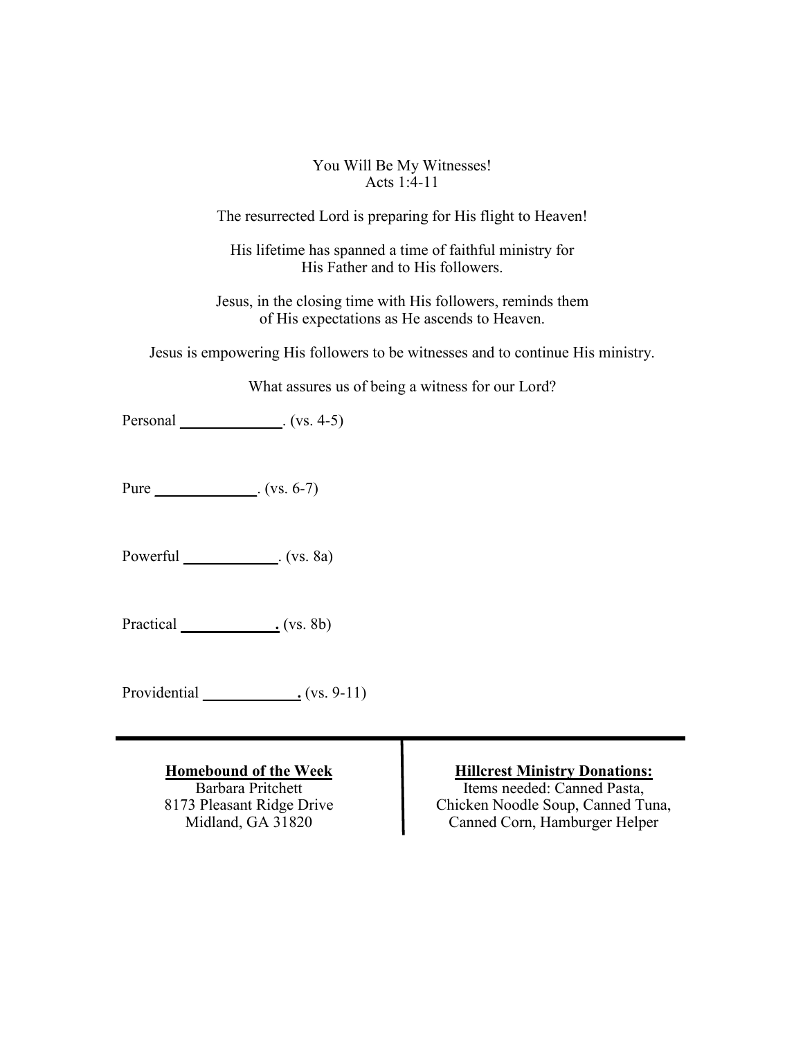You Will Be My Witnesses!
Acts 1:4-11

The resurrected Lord is preparing for His flight to Heaven!

His lifetime has spanned a time of faithful ministry for His Father and to His followers.

Jesus, in the closing time with His followers, reminds them of His expectations as He ascends to Heaven.

Jesus is empowering His followers to be witnesses and to continue His ministry.

What assures us of being a witness for our Lord?

Personal _____________. (vs. 4-5)

Pure _____________. (vs. 6-7)

Powerful ____________. (vs. 8a)

Practical ____________. (vs. 8b)

Providential ____________. (vs. 9-11)

---

**Homebound of the Week**
Barbara Pritchett
8173 Pleasant Ridge Drive
Midland, GA 31820

**Hillcrest Ministry Donations:**
Items needed: Canned Pasta, Chicken Noodle Soup, Canned Tuna, Canned Corn, Hamburger Helper